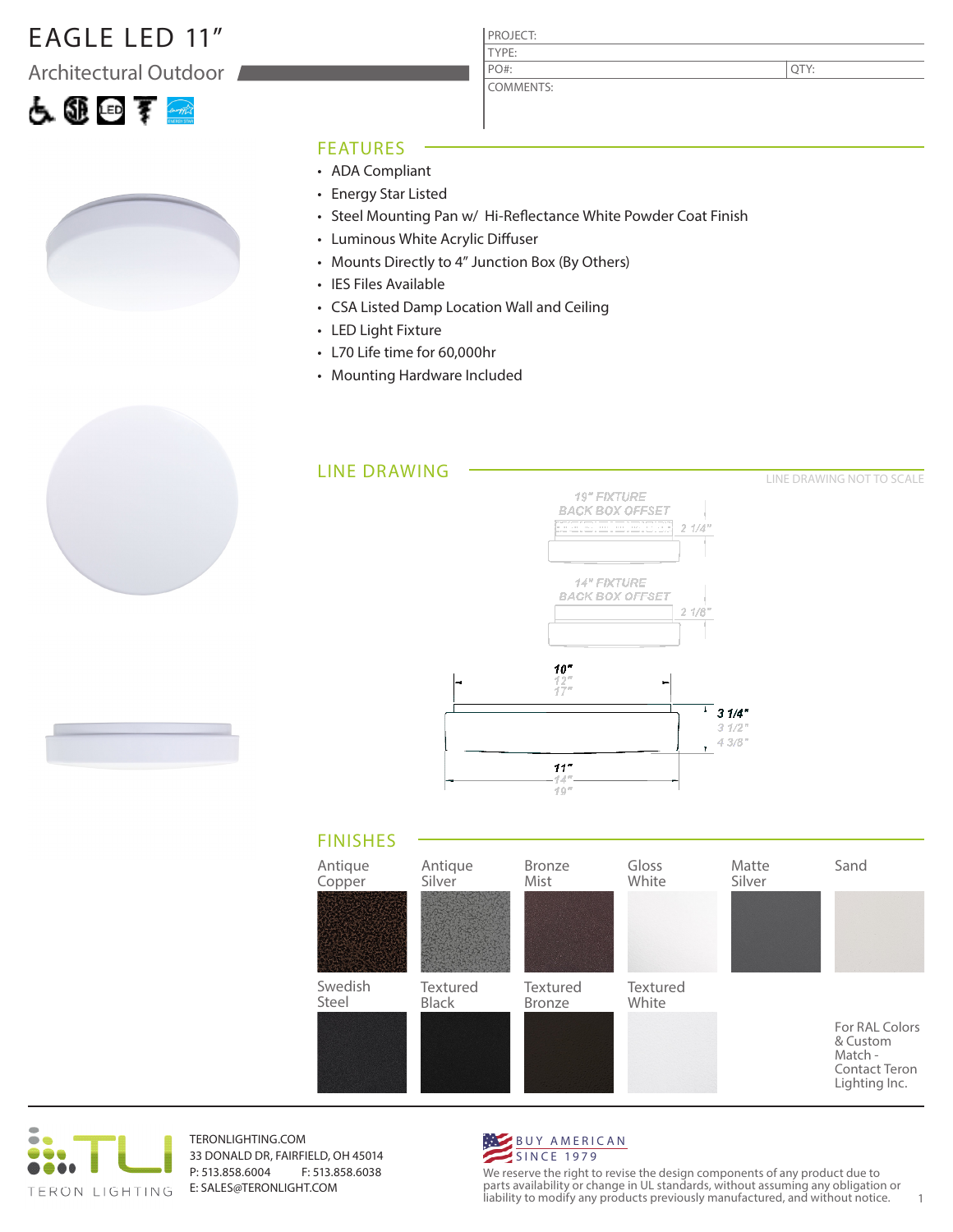# EAGLE LED 11"

## Architectural Outdoor

| PROJECT: | |
|---|---|
| TYPE: | |
| PO#: | QTY: |
| COMMENTS: | |

## FEATURES

- ADA Compliant
- Energy Star Listed
- Steel Mounting Pan w/ Hi-Reflectance White Powder Coat Finish
- Luminous White Acrylic Diffuser
- Mounts Directly to 4" Junction Box (By Others)
- IES Files Available
- CSA Listed Damp Location Wall and Ceiling
- LED Light Fixture
- L70 Life time for 60,000hr
- Mounting Hardware Included

## LINE DRAWING

LINE DRAWING NOT TO SCALE

19" FIXTURE BACK BOX OFFSET 2 1/4"

14" FIXTURE BACK BOX OFFSET 2 1/8"

10" / 12" / 17"

3 1/4" / 3 1/2" / 4 3/8"

11" / 14" / 19"

## FINISHES

- Antique Copper
- Antique Silver
- Bronze Mist
- Gloss White
- Matte Silver
- Sand
- Swedish Steel
- Textured Black
- Textured Bronze
- Textured White

For RAL Colors & Custom Match - Contact Teron Lighting Inc.

TERON LIGHTING

TERONLIGHTING.COM
33 DONALD DR, FAIRFIELD, OH 45014
P: 513.858.6004 F: 513.858.6038
E: SALES@TERONLIGHT.COM

BUY AMERICAN
SINCE 1979

We reserve the right to revise the design components of any product due to parts availability or change in UL standards, without assuming any obligation or liability to modify any products previously manufactured, and without notice.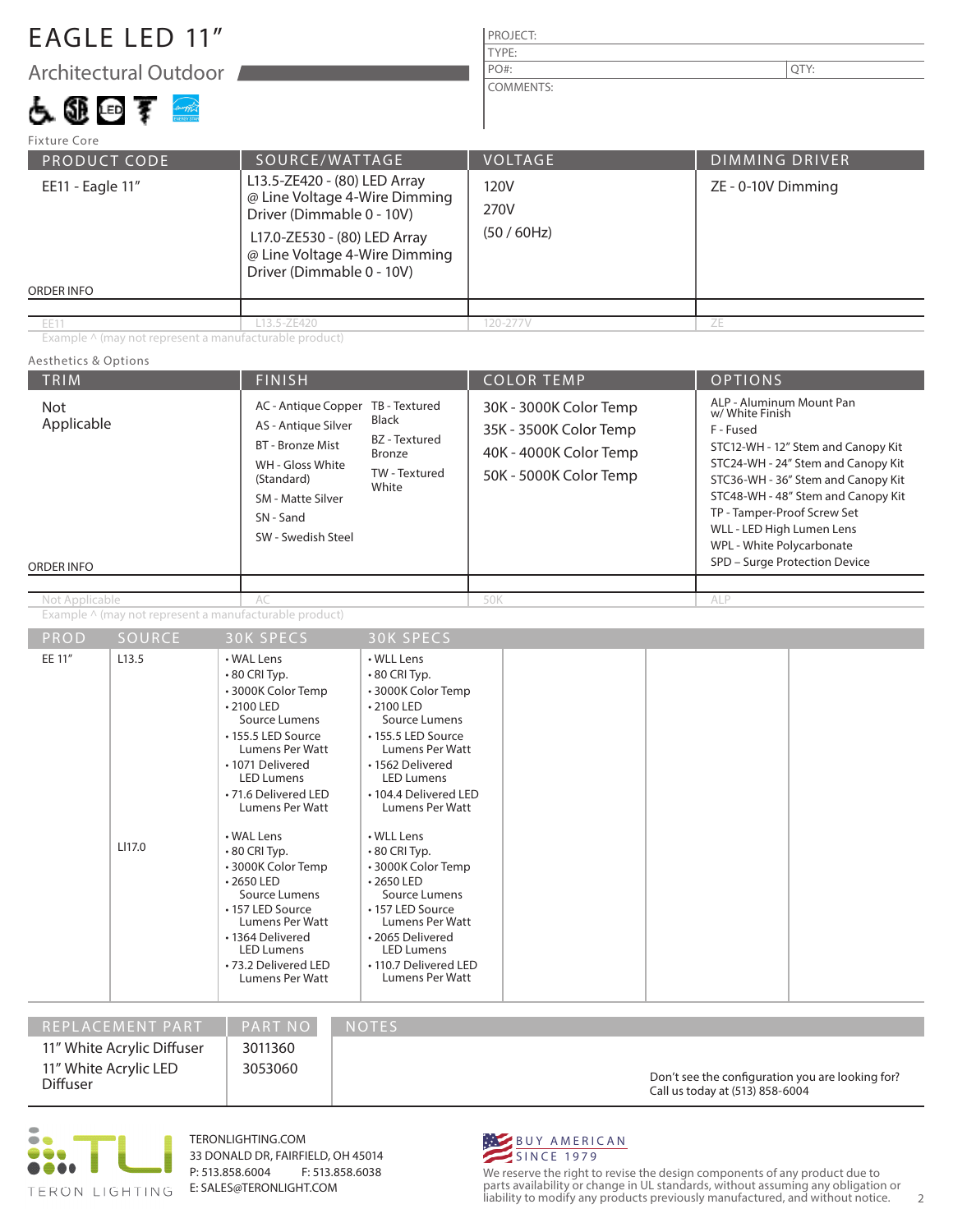# EAGLE LED 11"

## Architectural Outdoor

| PROJECT: | |
|---|---|
| TYPE: | |
| PO#: | QTY: |
| COMMENTS: | |

Fixture Core

| PRODUCT CODE | SOURCE/WATTAGE | VOLTAGE | DIMMING DRIVER |
|---|---|---|---|
| EE11 - Eagle 11" | L13.5-ZE420 - (80) LED Array @ Line Voltage 4-Wire Dimming Driver (Dimmable 0 - 10V)<br>L17.0-ZE530 - (80) LED Array @ Line Voltage 4-Wire Dimming Driver (Dimmable 0 - 10V) | 120V<br>270V<br>(50 / 60Hz) | ZE - 0-10V Dimming |
| ORDER INFO | | | |
| EE11 | L13.5-ZE420 | 120-277V | ZE |

Example ^ (may not represent a manufacturable product)

Aesthetics & Options

| TRIM | FINISH | COLOR TEMP | OPTIONS |
|---|---|---|---|
| Not Applicable | AC - Antique Copper<br>AS - Antique Silver<br>BT - Bronze Mist<br>WH - Gloss White (Standard)<br>SM - Matte Silver<br>SN - Sand<br>SW - Swedish Steel<br>TB - Textured Black<br>BZ - Textured Bronze<br>TW - Textured White | 30K - 3000K Color Temp<br>35K - 3500K Color Temp<br>40K - 4000K Color Temp<br>50K - 5000K Color Temp | ALP - Aluminum Mount Pan w/ White Finish<br>F - Fused<br>STC12-WH - 12" Stem and Canopy Kit<br>STC24-WH - 24" Stem and Canopy Kit<br>STC36-WH - 36" Stem and Canopy Kit<br>STC48-WH - 48" Stem and Canopy Kit<br>TP - Tamper-Proof Screw Set<br>WLL - LED High Lumen Lens<br>WPL - White Polycarbonate<br>SPD – Surge Protection Device |
| ORDER INFO | | | |
| Not Applicable | AC | 50K | ALP |

Example ^ (may not represent a manufacturable product)

| PROD | SOURCE | 30K SPECS | 30K SPECS | | | |
|---|---|---|---|---|---|---|
| EE 11" | L13.5 | • WAL Lens<br>• 80 CRI Typ.<br>• 3000K Color Temp<br>• 2100 LED Source Lumens<br>• 155.5 LED Source Lumens Per Watt<br>• 1071 Delivered LED Lumens<br>• 71.6 Delivered LED Lumens Per Watt | • WLL Lens<br>• 80 CRI Typ.<br>• 3000K Color Temp<br>• 2100 LED Source Lumens<br>• 155.5 LED Source Lumens Per Watt<br>• 1562 Delivered LED Lumens<br>• 104.4 Delivered LED Lumens Per Watt | | | |
| | LI17.0 | • WAL Lens<br>• 80 CRI Typ.<br>• 3000K Color Temp<br>• 2650 LED Source Lumens<br>• 157 LED Source Lumens Per Watt<br>• 1364 Delivered LED Lumens<br>• 73.2 Delivered LED Lumens Per Watt | • WLL Lens<br>• 80 CRI Typ.<br>• 3000K Color Temp<br>• 2650 LED Source Lumens<br>• 157 LED Source Lumens Per Watt<br>• 2065 Delivered LED Lumens<br>• 110.7 Delivered LED Lumens Per Watt | | | |

| REPLACEMENT PART | PART NO | NOTES |
|---|---|---|
| 11" White Acrylic Diffuser | 3011360 | |
| 11" White Acrylic LED Diffuser | 3053060 | Don't see the configuration you are looking for? Call us today at (513) 858-6004 |

TERON LIGHTING

TERONLIGHTING.COM
33 DONALD DR, FAIRFIELD, OH 45014
P: 513.858.6004 F: 513.858.6038
E: SALES@TERONLIGHT.COM

BUY AMERICAN SINCE 1979

We reserve the right to revise the design components of any product due to parts availability or change in UL standards, without assuming any obligation or liability to modify any products previously manufactured, and without notice.